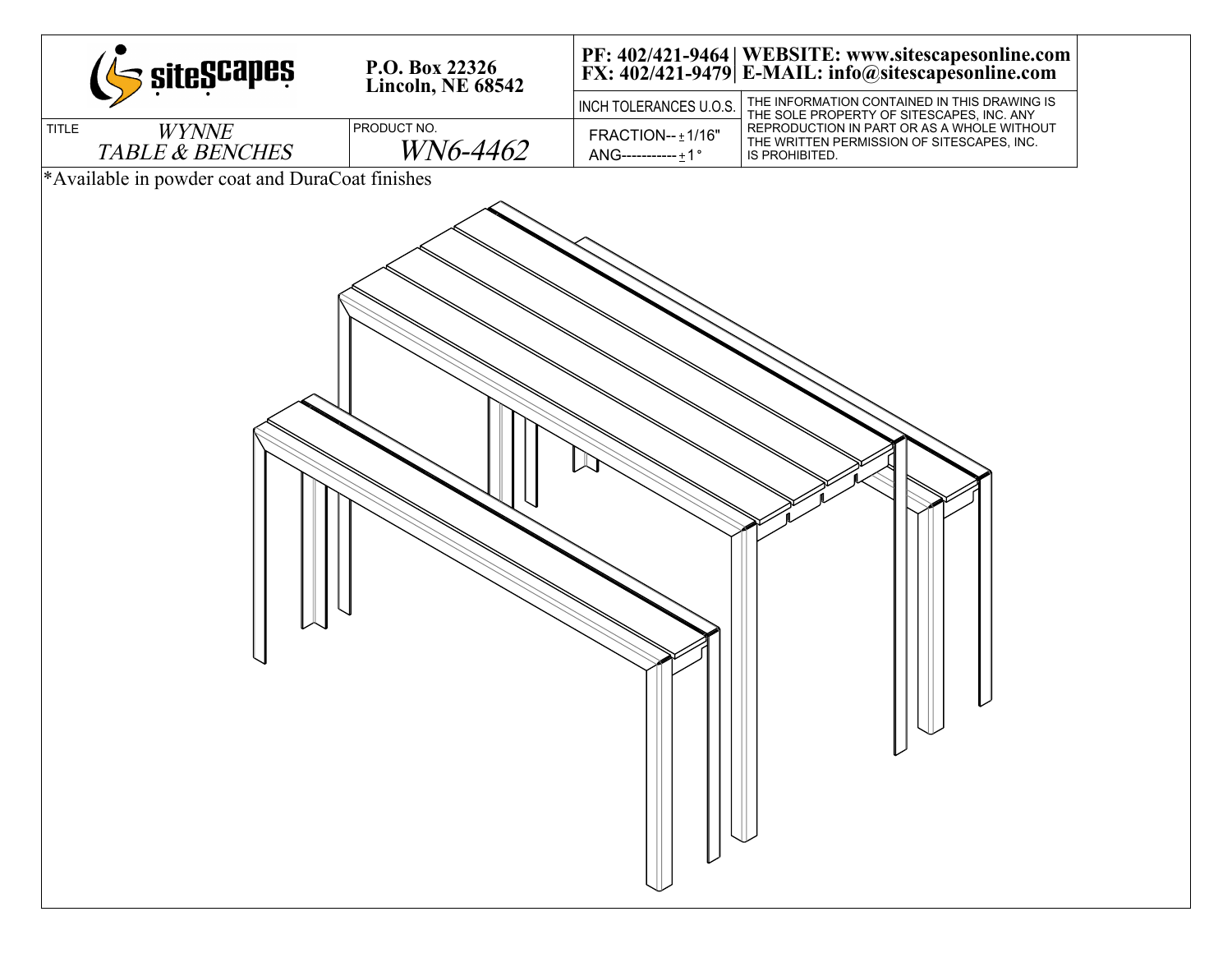**siteScapes**

**P.O. Box 22326**
**Lincoln, NE 68542**

**PF: 402/421-9464 | WEBSITE: www.sitescapesonline.com**
**FX: 402/421-9479 | E-MAIL: info@sitescapesonline.com**

| TITLE | PRODUCT NO. | INCH TOLERANCES U.O.S. | |
|---|---|---|---|
| *WYNNE TABLE & BENCHES* | *WN6-4462* | FRACTION-- ± 1/16" ANG----------- ± 1° | THE INFORMATION CONTAINED IN THIS DRAWING IS THE SOLE PROPERTY OF SITESCAPES, INC. ANY REPRODUCTION IN PART OR AS A WHOLE WITHOUT THE WRITTEN PERMISSION OF SITESCAPES, INC. IS PROHIBITED. |

*Available in powder coat and DuraCoat finishes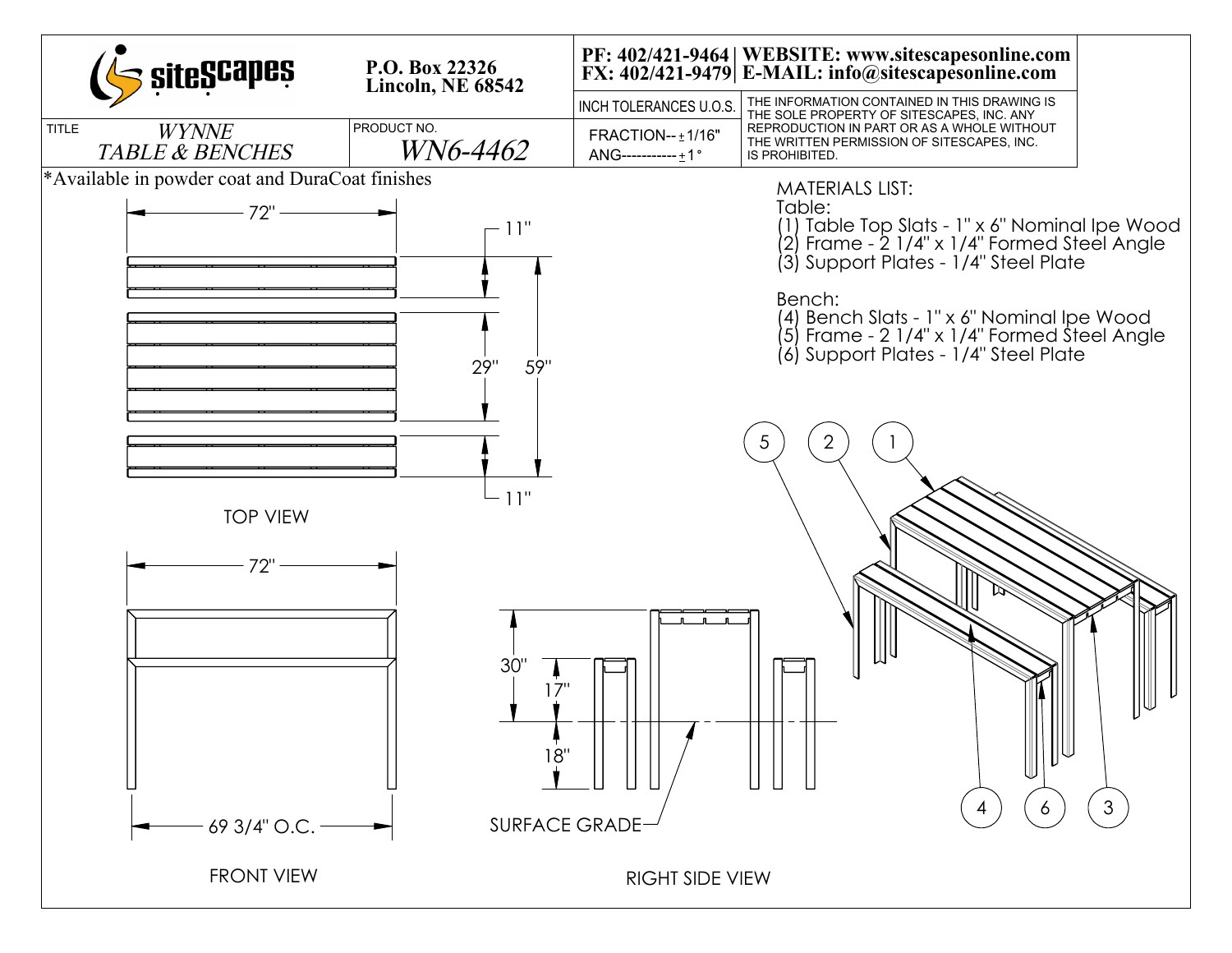**siteScapes**

**P.O. Box 22326**
**Lincoln, NE 68542**

**PF: 402/421-9464 | WEBSITE: www.sitescapesonline.com**
**FX: 402/421-9479 | E-MAIL: info@sitescapesonline.com**

| | |
|---|---|
| TITLE *WYNNE TABLE & BENCHES* | PRODUCT NO. *WN6-4462* |
| INCH TOLERANCES U.O.S. FRACTION-- ± 1/16" ANG----------- ± 1° | THE INFORMATION CONTAINED IN THIS DRAWING IS THE SOLE PROPERTY OF SITESCAPES, INC. ANY REPRODUCTION IN PART OR AS A WHOLE WITHOUT THE WRITTEN PERMISSION OF SITESCAPES, INC. IS PROHIBITED. |

*Available in powder coat and DuraCoat finishes

MATERIALS LIST:

Table:
(1) Table Top Slats - 1" x 6" Nominal Ipe Wood
(2) Frame - 2 1/4" x 1/4" Formed Steel Angle
(3) Support Plates - 1/4" Steel Plate

Bench:
(4) Bench Slats - 1" x 6" Nominal Ipe Wood
(5) Frame - 2 1/4" x 1/4" Formed Steel Angle
(6) Support Plates - 1/4" Steel Plate

72"
11"
29"
59"
11"

TOP VIEW

72"
69 3/4" O.C.

FRONT VIEW

30"
17"
18"
SURFACE GRADE

RIGHT SIDE VIEW

5 2 1 4 6 3